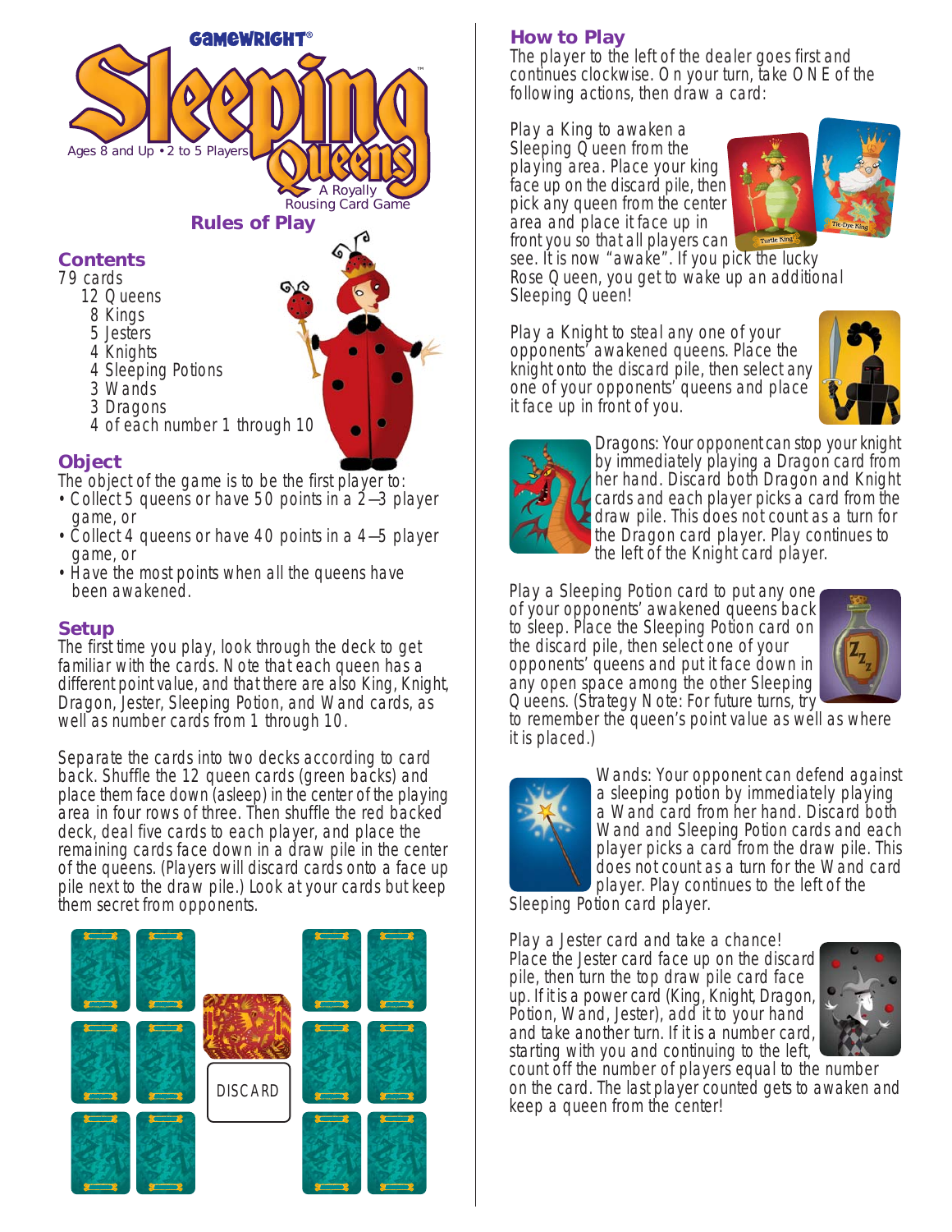GAMEWRIGHT®

# Sleeping Queens™

Ages 8 and Up • 2 to 5 Players

A Royally Rousing Card Game

## Rules of Play

### Contents

79 cards

- 12 Queens
- 8 Kings
- 5 Jesters
- 4 Knights
- 4 Sleeping Potions
- 3 Wands
- 3 Dragons
- 4 of each number 1 through 10

### Object

The object of the game is to be the first player to:

- Collect 5 queens or have 50 points in a 2–3 player game, or
- Collect 4 queens or have 40 points in a 4–5 player game, or
- Have the most points when all the queens have been awakened.

### Setup

The first time you play, look through the deck to get familiar with the cards. Note that each queen has a different point value, and that there are also King, Knight, Dragon, Jester, Sleeping Potion, and Wand cards, as well as number cards from 1 through 10.

Separate the cards into two decks according to card back. Shuffle the 12 queen cards (green backs) and place them face down (asleep) in the center of the playing area in four rows of three. Then shuffle the red backed deck, deal five cards to each player, and place the remaining cards face down in a draw pile in the center of the queens. (Players will discard cards onto a face up pile next to the draw pile.) Look at your cards but keep them secret from opponents.

DISCARD

### How to Play

The player to the left of the dealer goes first and continues clockwise. On your turn, take ONE of the following actions, then draw a card:

Play a King to awaken a Sleeping Queen from the playing area. Place your king face up on the discard pile, then pick any queen from the center area and place it face up in front you so that all players can see. It is now "awake". If you pick the lucky Rose Queen, you get to wake up an additional Sleeping Queen!

Turtle King

Tie-Dye King

Play a Knight to steal any one of your opponents' awakened queens. Place the knight onto the discard pile, then select any one of your opponents' queens and place it face up in front of you.

Dragons: Your opponent can stop your knight by immediately playing a Dragon card from her hand. Discard both Dragon and Knight cards and each player picks a card from the draw pile. This does not count as a turn for the Dragon card player. Play continues to the left of the Knight card player.

Play a Sleeping Potion card to put any one of your opponents' awakened queens back to sleep. Place the Sleeping Potion card on the discard pile, then select one of your opponents' queens and put it face down in any open space among the other Sleeping Queens. (Strategy Note: For future turns, try to remember the queen's point value as well as where it is placed.)

Wands: Your opponent can defend against a sleeping potion by immediately playing a Wand card from her hand. Discard both Wand and Sleeping Potion cards and each player picks a card from the draw pile. This does not count as a turn for the Wand card player. Play continues to the left of the Sleeping Potion card player.

Play a Jester card and take a chance! Place the Jester card face up on the discard pile, then turn the top draw pile card face up. If it is a power card (King, Knight, Dragon, Potion, Wand, Jester), add it to your hand and take another turn. If it is a number card, starting with you and continuing to the left, count off the number of players equal to the number on the card. The last player counted gets to awaken and keep a queen from the center!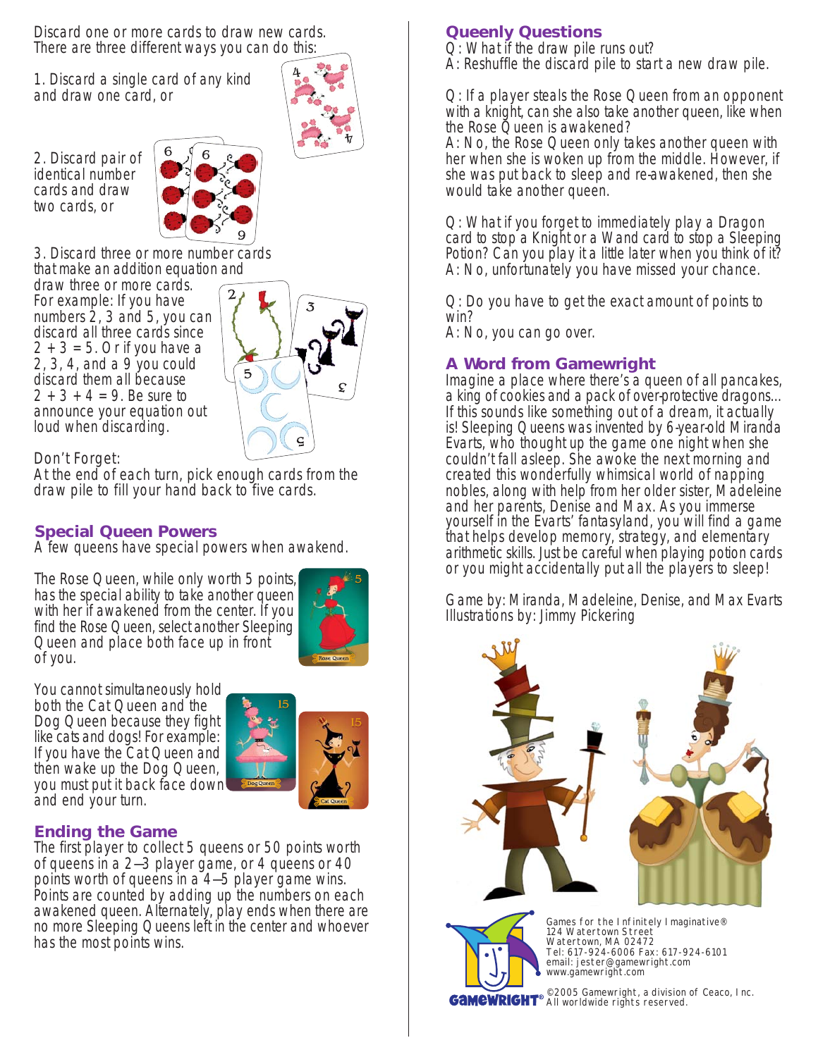Discard one or more cards to draw new cards. There are three different ways you can do this:

1. Discard a single card of any kind and draw one card, or

2. Discard pair of identical number cards and draw two cards, or

3. Discard three or more number cards that make an addition equation and draw three or more cards. For example: If you have numbers 2, 3 and 5, you can discard all three cards since 2 + 3 = 5. Or if you have a 2, 3, 4, and a 9 you could discard them all because 2 + 3 + 4 = 9. Be sure to announce your equation out loud when discarding.

Don't Forget:
At the end of each turn, pick enough cards from the draw pile to fill your hand back to five cards.

## Special Queen Powers

A few queens have special powers when awakend.

The Rose Queen, while only worth 5 points, has the special ability to take another queen with her if awakened from the center. If you find the Rose Queen, select another Sleeping Queen and place both face up in front of you.

You cannot simultaneously hold both the Cat Queen and the Dog Queen because they fight like cats and dogs! For example: If you have the Cat Queen and then wake up the Dog Queen, you must put it back face down and end your turn.

## Ending the Game

The first player to collect 5 queens or 50 points worth of queens in a 2–3 player game, or 4 queens or 40 points worth of queens in a 4–5 player game wins. Points are counted by adding up the numbers on each awakened queen. Alternately, play ends when there are no more Sleeping Queens left in the center and whoever has the most points wins.

## Queenly Questions

Q: What if the draw pile runs out?
A: Reshuffle the discard pile to start a new draw pile.

Q: If a player steals the Rose Queen from an opponent with a knight, can she also take another queen, like when the Rose Queen is awakened?
A: No, the Rose Queen only takes another queen with her when she is woken up from the middle. However, if she was put back to sleep and re-awakened, then she would take another queen.

Q: What if you forget to immediately play a Dragon card to stop a Knight or a Wand card to stop a Sleeping Potion? Can you play it a little later when you think of it?
A: No, unfortunately you have missed your chance.

Q: Do you have to get the exact amount of points to win?
A: No, you can go over.

## A Word from Gamewright

Imagine a place where there's a queen of all pancakes, a king of cookies and a pack of over-protective dragons... If this sounds like something out of a dream, it actually is! Sleeping Queens was invented by 6-year-old Miranda Evarts, who thought up the game one night when she couldn't fall asleep. She awoke the next morning and created this wonderfully whimsical world of napping nobles, along with help from her older sister, Madeleine and her parents, Denise and Max. As you immerse yourself in the Evarts' fantasyland, you will find a game that helps develop memory, strategy, and elementary arithmetic skills. Just be careful when playing potion cards or you might accidentally put all the players to sleep!

Game by: Miranda, Madeleine, Denise, and Max Evarts
Illustrations by: Jimmy Pickering

Games for the Infinitely Imaginative®
124 Watertown Street
Watertown, MA 02472
Tel: 617-924-6006 Fax: 617-924-6101
email: jester@gamewright.com
www.gamewright.com

©2005 Gamewright, a division of Ceaco, Inc.
All worldwide rights reserved.